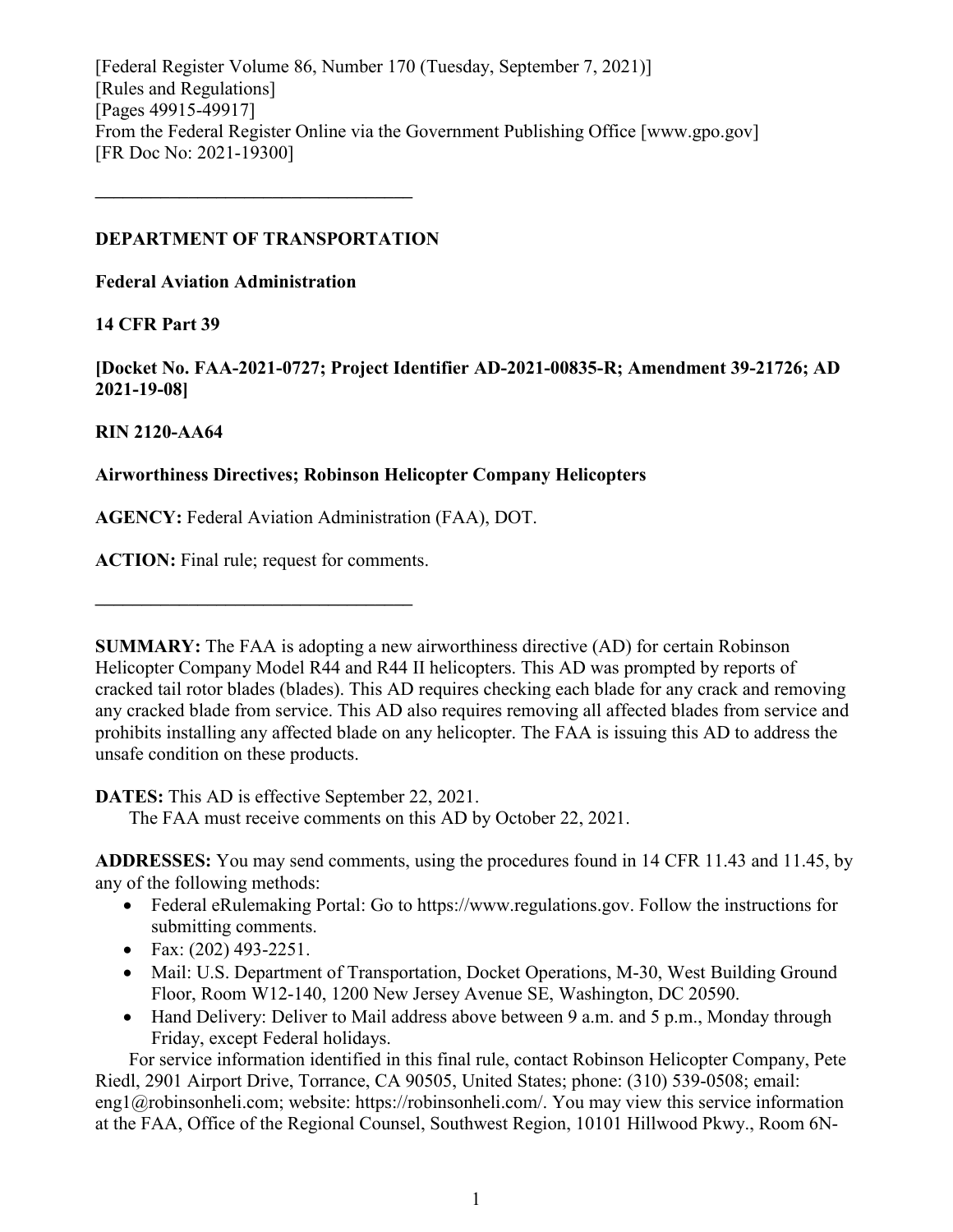[Federal Register Volume 86, Number 170 (Tuesday, September 7, 2021)]
[Rules and Regulations]
[Pages 49915-49917]
From the Federal Register Online via the Government Publishing Office [www.gpo.gov]
[FR Doc No: 2021-19300]

---

**DEPARTMENT OF TRANSPORTATION**

**Federal Aviation Administration**

**14 CFR Part 39**

**[Docket No. FAA-2021-0727; Project Identifier AD-2021-00835-R; Amendment 39-21726; AD 2021-19-08]**

**RIN 2120-AA64**

**Airworthiness Directives; Robinson Helicopter Company Helicopters**

**AGENCY:** Federal Aviation Administration (FAA), DOT.

**ACTION:** Final rule; request for comments.

---

**SUMMARY:** The FAA is adopting a new airworthiness directive (AD) for certain Robinson Helicopter Company Model R44 and R44 II helicopters. This AD was prompted by reports of cracked tail rotor blades (blades). This AD requires checking each blade for any crack and removing any cracked blade from service. This AD also requires removing all affected blades from service and prohibits installing any affected blade on any helicopter. The FAA is issuing this AD to address the unsafe condition on these products.

**DATES:** This AD is effective September 22, 2021.

The FAA must receive comments on this AD by October 22, 2021.

**ADDRESSES:** You may send comments, using the procedures found in 14 CFR 11.43 and 11.45, by any of the following methods:

- Federal eRulemaking Portal: Go to https://www.regulations.gov. Follow the instructions for submitting comments.
- Fax: (202) 493-2251.
- Mail: U.S. Department of Transportation, Docket Operations, M-30, West Building Ground Floor, Room W12-140, 1200 New Jersey Avenue SE, Washington, DC 20590.
- Hand Delivery: Deliver to Mail address above between 9 a.m. and 5 p.m., Monday through Friday, except Federal holidays.

For service information identified in this final rule, contact Robinson Helicopter Company, Pete Riedl, 2901 Airport Drive, Torrance, CA 90505, United States; phone: (310) 539-0508; email: eng1@robinsonheli.com; website: https://robinsonheli.com/. You may view this service information at the FAA, Office of the Regional Counsel, Southwest Region, 10101 Hillwood Pkwy., Room 6N-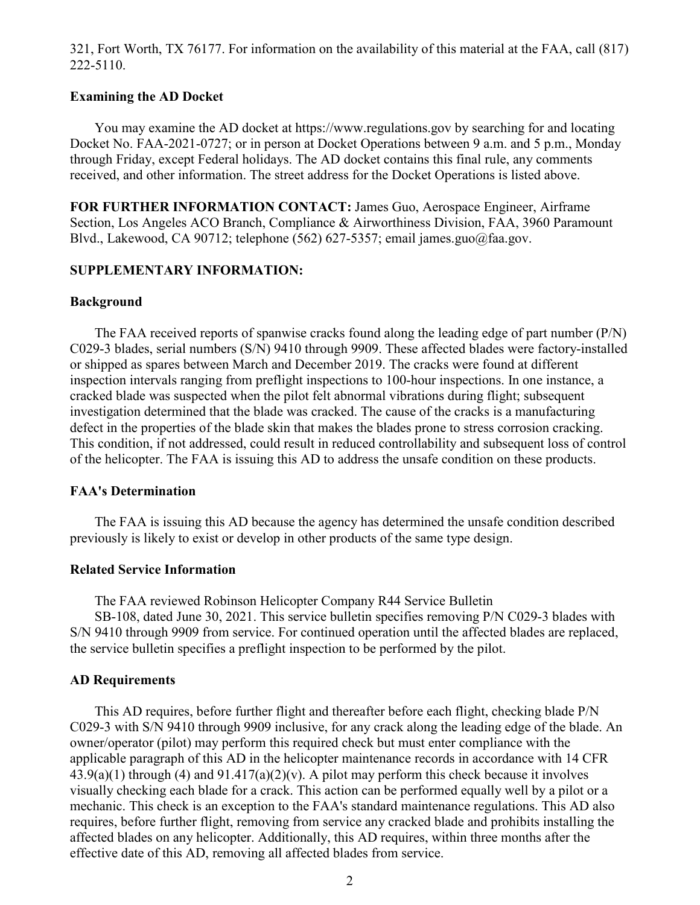321, Fort Worth, TX 76177. For information on the availability of this material at the FAA, call (817) 222-5110.

**Examining the AD Docket**

You may examine the AD docket at https://www.regulations.gov by searching for and locating Docket No. FAA-2021-0727; or in person at Docket Operations between 9 a.m. and 5 p.m., Monday through Friday, except Federal holidays. The AD docket contains this final rule, any comments received, and other information. The street address for the Docket Operations is listed above.

**FOR FURTHER INFORMATION CONTACT:** James Guo, Aerospace Engineer, Airframe Section, Los Angeles ACO Branch, Compliance & Airworthiness Division, FAA, 3960 Paramount Blvd., Lakewood, CA 90712; telephone (562) 627-5357; email james.guo@faa.gov.

**SUPPLEMENTARY INFORMATION:**

**Background**

The FAA received reports of spanwise cracks found along the leading edge of part number (P/N) C029-3 blades, serial numbers (S/N) 9410 through 9909. These affected blades were factory-installed or shipped as spares between March and December 2019. The cracks were found at different inspection intervals ranging from preflight inspections to 100-hour inspections. In one instance, a cracked blade was suspected when the pilot felt abnormal vibrations during flight; subsequent investigation determined that the blade was cracked. The cause of the cracks is a manufacturing defect in the properties of the blade skin that makes the blades prone to stress corrosion cracking. This condition, if not addressed, could result in reduced controllability and subsequent loss of control of the helicopter. The FAA is issuing this AD to address the unsafe condition on these products.

**FAA's Determination**

The FAA is issuing this AD because the agency has determined the unsafe condition described previously is likely to exist or develop in other products of the same type design.

**Related Service Information**

The FAA reviewed Robinson Helicopter Company R44 Service Bulletin SB-108, dated June 30, 2021. This service bulletin specifies removing P/N C029-3 blades with S/N 9410 through 9909 from service. For continued operation until the affected blades are replaced, the service bulletin specifies a preflight inspection to be performed by the pilot.

**AD Requirements**

This AD requires, before further flight and thereafter before each flight, checking blade P/N C029-3 with S/N 9410 through 9909 inclusive, for any crack along the leading edge of the blade. An owner/operator (pilot) may perform this required check but must enter compliance with the applicable paragraph of this AD in the helicopter maintenance records in accordance with 14 CFR 43.9(a)(1) through (4) and 91.417(a)(2)(v). A pilot may perform this check because it involves visually checking each blade for a crack. This action can be performed equally well by a pilot or a mechanic. This check is an exception to the FAA's standard maintenance regulations. This AD also requires, before further flight, removing from service any cracked blade and prohibits installing the affected blades on any helicopter. Additionally, this AD requires, within three months after the effective date of this AD, removing all affected blades from service.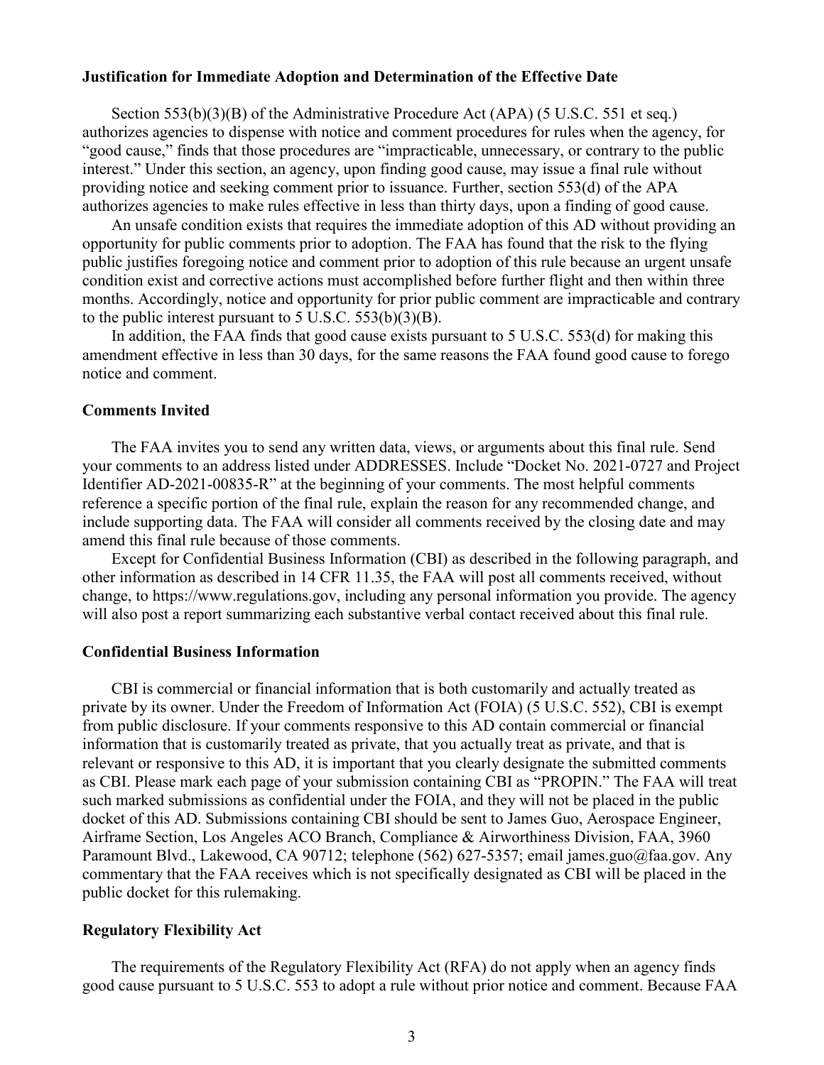**Justification for Immediate Adoption and Determination of the Effective Date**

Section 553(b)(3)(B) of the Administrative Procedure Act (APA) (5 U.S.C. 551 et seq.) authorizes agencies to dispense with notice and comment procedures for rules when the agency, for "good cause," finds that those procedures are "impracticable, unnecessary, or contrary to the public interest." Under this section, an agency, upon finding good cause, may issue a final rule without providing notice and seeking comment prior to issuance. Further, section 553(d) of the APA authorizes agencies to make rules effective in less than thirty days, upon a finding of good cause.

An unsafe condition exists that requires the immediate adoption of this AD without providing an opportunity for public comments prior to adoption. The FAA has found that the risk to the flying public justifies foregoing notice and comment prior to adoption of this rule because an urgent unsafe condition exist and corrective actions must accomplished before further flight and then within three months. Accordingly, notice and opportunity for prior public comment are impracticable and contrary to the public interest pursuant to 5 U.S.C. 553(b)(3)(B).

In addition, the FAA finds that good cause exists pursuant to 5 U.S.C. 553(d) for making this amendment effective in less than 30 days, for the same reasons the FAA found good cause to forego notice and comment.

**Comments Invited**

The FAA invites you to send any written data, views, or arguments about this final rule. Send your comments to an address listed under ADDRESSES. Include "Docket No. 2021-0727 and Project Identifier AD-2021-00835-R" at the beginning of your comments. The most helpful comments reference a specific portion of the final rule, explain the reason for any recommended change, and include supporting data. The FAA will consider all comments received by the closing date and may amend this final rule because of those comments.

Except for Confidential Business Information (CBI) as described in the following paragraph, and other information as described in 14 CFR 11.35, the FAA will post all comments received, without change, to https://www.regulations.gov, including any personal information you provide. The agency will also post a report summarizing each substantive verbal contact received about this final rule.

**Confidential Business Information**

CBI is commercial or financial information that is both customarily and actually treated as private by its owner. Under the Freedom of Information Act (FOIA) (5 U.S.C. 552), CBI is exempt from public disclosure. If your comments responsive to this AD contain commercial or financial information that is customarily treated as private, that you actually treat as private, and that is relevant or responsive to this AD, it is important that you clearly designate the submitted comments as CBI. Please mark each page of your submission containing CBI as "PROPIN." The FAA will treat such marked submissions as confidential under the FOIA, and they will not be placed in the public docket of this AD. Submissions containing CBI should be sent to James Guo, Aerospace Engineer, Airframe Section, Los Angeles ACO Branch, Compliance & Airworthiness Division, FAA, 3960 Paramount Blvd., Lakewood, CA 90712; telephone (562) 627-5357; email james.guo@faa.gov. Any commentary that the FAA receives which is not specifically designated as CBI will be placed in the public docket for this rulemaking.

**Regulatory Flexibility Act**

The requirements of the Regulatory Flexibility Act (RFA) do not apply when an agency finds good cause pursuant to 5 U.S.C. 553 to adopt a rule without prior notice and comment. Because FAA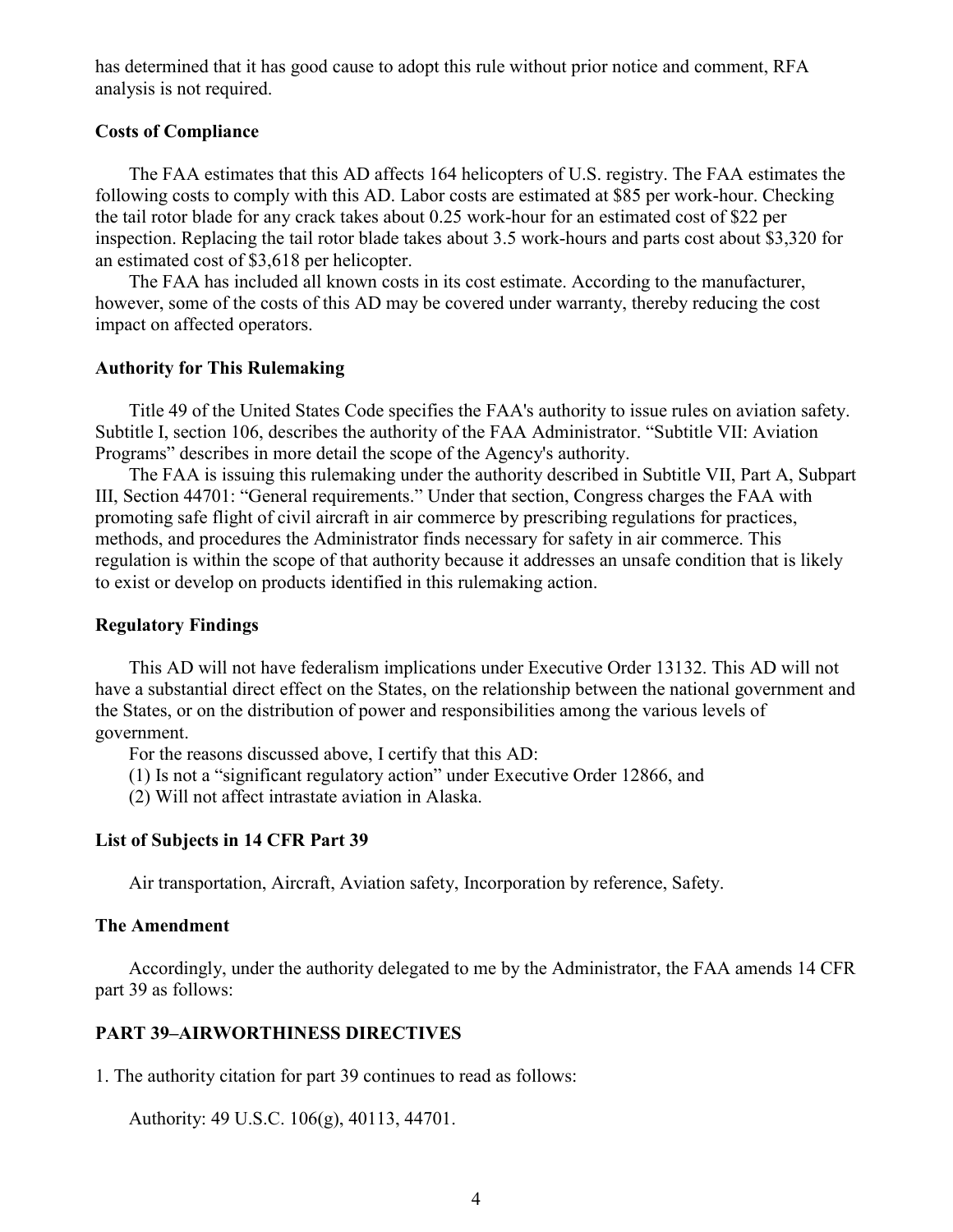has determined that it has good cause to adopt this rule without prior notice and comment, RFA analysis is not required.

### Costs of Compliance

The FAA estimates that this AD affects 164 helicopters of U.S. registry. The FAA estimates the following costs to comply with this AD. Labor costs are estimated at $85 per work-hour. Checking the tail rotor blade for any crack takes about 0.25 work-hour for an estimated cost of $22 per inspection. Replacing the tail rotor blade takes about 3.5 work-hours and parts cost about $3,320 for an estimated cost of $3,618 per helicopter.

The FAA has included all known costs in its cost estimate. According to the manufacturer, however, some of the costs of this AD may be covered under warranty, thereby reducing the cost impact on affected operators.

### Authority for This Rulemaking

Title 49 of the United States Code specifies the FAA's authority to issue rules on aviation safety. Subtitle I, section 106, describes the authority of the FAA Administrator. "Subtitle VII: Aviation Programs" describes in more detail the scope of the Agency's authority.

The FAA is issuing this rulemaking under the authority described in Subtitle VII, Part A, Subpart III, Section 44701: "General requirements." Under that section, Congress charges the FAA with promoting safe flight of civil aircraft in air commerce by prescribing regulations for practices, methods, and procedures the Administrator finds necessary for safety in air commerce. This regulation is within the scope of that authority because it addresses an unsafe condition that is likely to exist or develop on products identified in this rulemaking action.

### Regulatory Findings

This AD will not have federalism implications under Executive Order 13132. This AD will not have a substantial direct effect on the States, on the relationship between the national government and the States, or on the distribution of power and responsibilities among the various levels of government.

For the reasons discussed above, I certify that this AD:

(1) Is not a "significant regulatory action" under Executive Order 12866, and

(2) Will not affect intrastate aviation in Alaska.

### List of Subjects in 14 CFR Part 39

Air transportation, Aircraft, Aviation safety, Incorporation by reference, Safety.

### The Amendment

Accordingly, under the authority delegated to me by the Administrator, the FAA amends 14 CFR part 39 as follows:

### PART 39–AIRWORTHINESS DIRECTIVES

1. The authority citation for part 39 continues to read as follows:

Authority: 49 U.S.C. 106(g), 40113, 44701.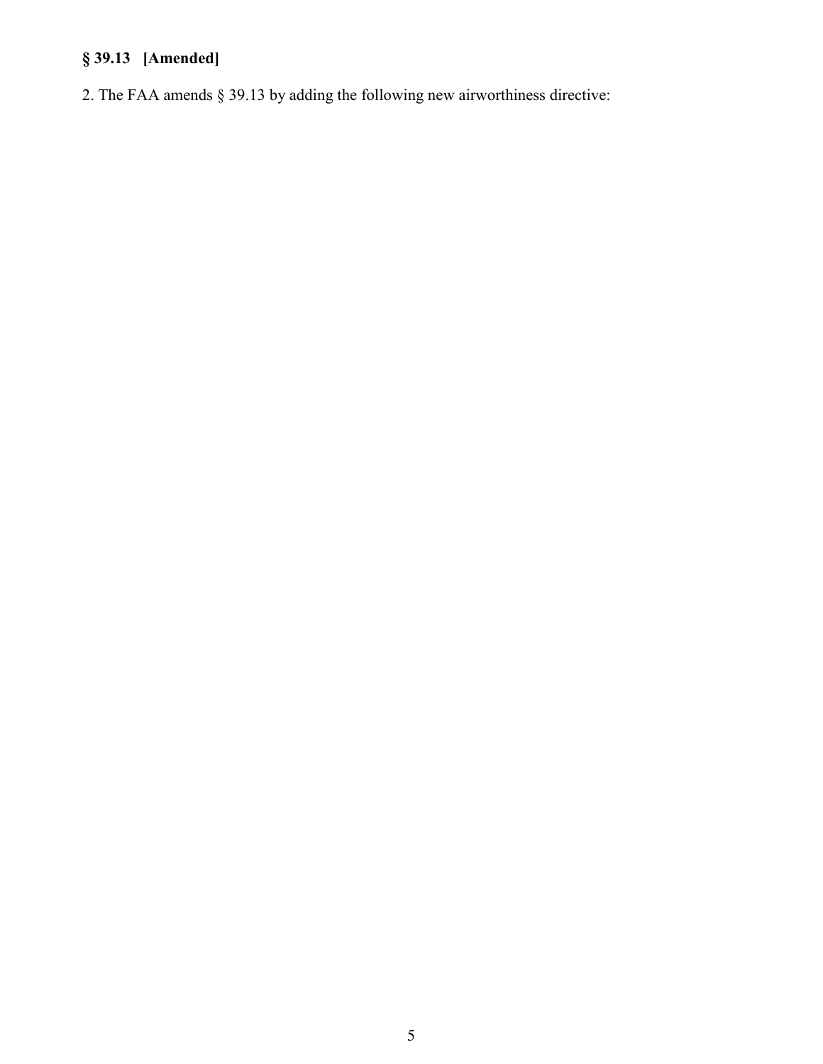**§ 39.13 [Amended]**

2. The FAA amends § 39.13 by adding the following new airworthiness directive: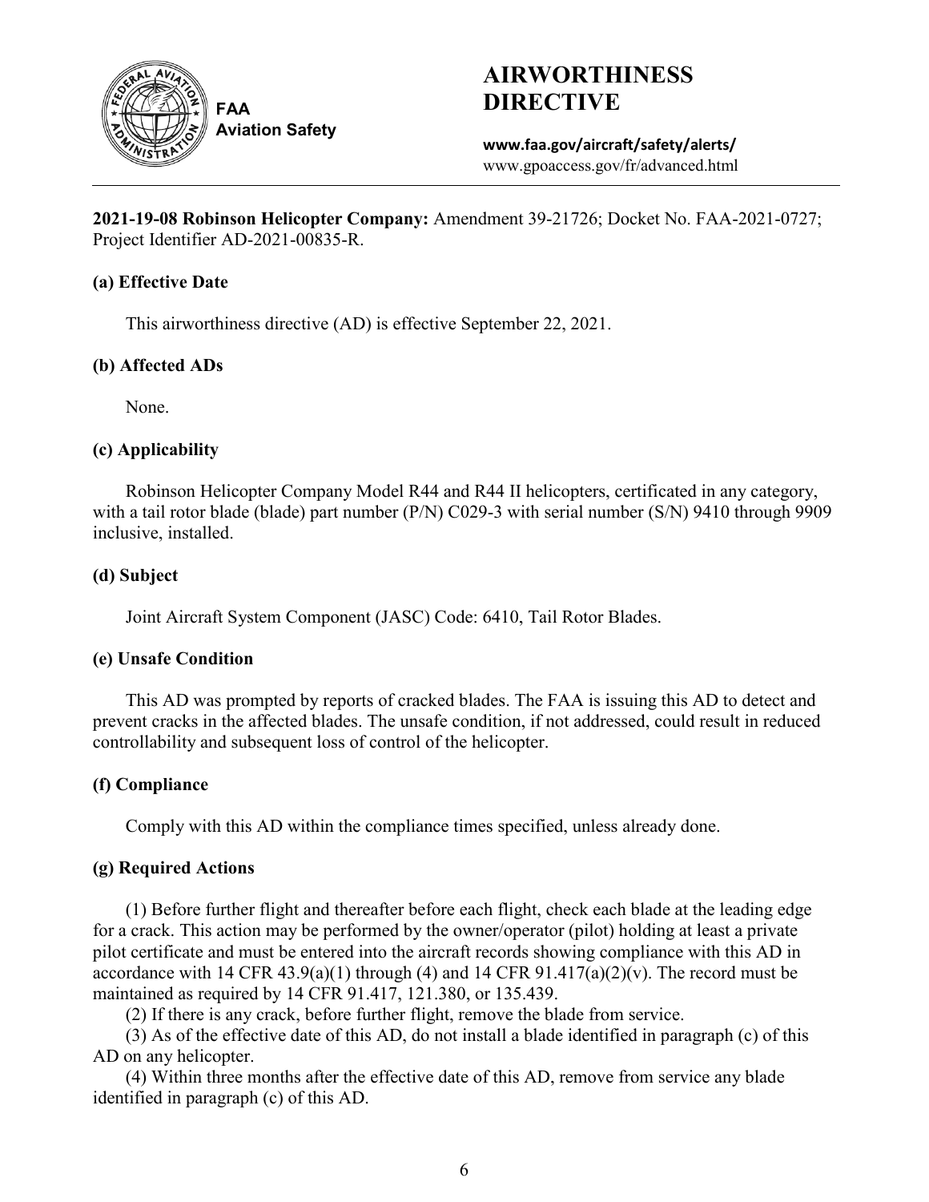# AIRWORTHINESS DIRECTIVE

FAA
Aviation Safety

**www.faa.gov/aircraft/safety/alerts/**
www.gpoaccess.gov/fr/advanced.html

**2021-19-08 Robinson Helicopter Company:** Amendment 39-21726; Docket No. FAA-2021-0727; Project Identifier AD-2021-00835-R.

### (a) Effective Date

This airworthiness directive (AD) is effective September 22, 2021.

### (b) Affected ADs

None.

### (c) Applicability

Robinson Helicopter Company Model R44 and R44 II helicopters, certificated in any category, with a tail rotor blade (blade) part number (P/N) C029-3 with serial number (S/N) 9410 through 9909 inclusive, installed.

### (d) Subject

Joint Aircraft System Component (JASC) Code: 6410, Tail Rotor Blades.

### (e) Unsafe Condition

This AD was prompted by reports of cracked blades. The FAA is issuing this AD to detect and prevent cracks in the affected blades. The unsafe condition, if not addressed, could result in reduced controllability and subsequent loss of control of the helicopter.

### (f) Compliance

Comply with this AD within the compliance times specified, unless already done.

### (g) Required Actions

(1) Before further flight and thereafter before each flight, check each blade at the leading edge for a crack. This action may be performed by the owner/operator (pilot) holding at least a private pilot certificate and must be entered into the aircraft records showing compliance with this AD in accordance with 14 CFR 43.9(a)(1) through (4) and 14 CFR 91.417(a)(2)(v). The record must be maintained as required by 14 CFR 91.417, 121.380, or 135.439.

(2) If there is any crack, before further flight, remove the blade from service.

(3) As of the effective date of this AD, do not install a blade identified in paragraph (c) of this AD on any helicopter.

(4) Within three months after the effective date of this AD, remove from service any blade identified in paragraph (c) of this AD.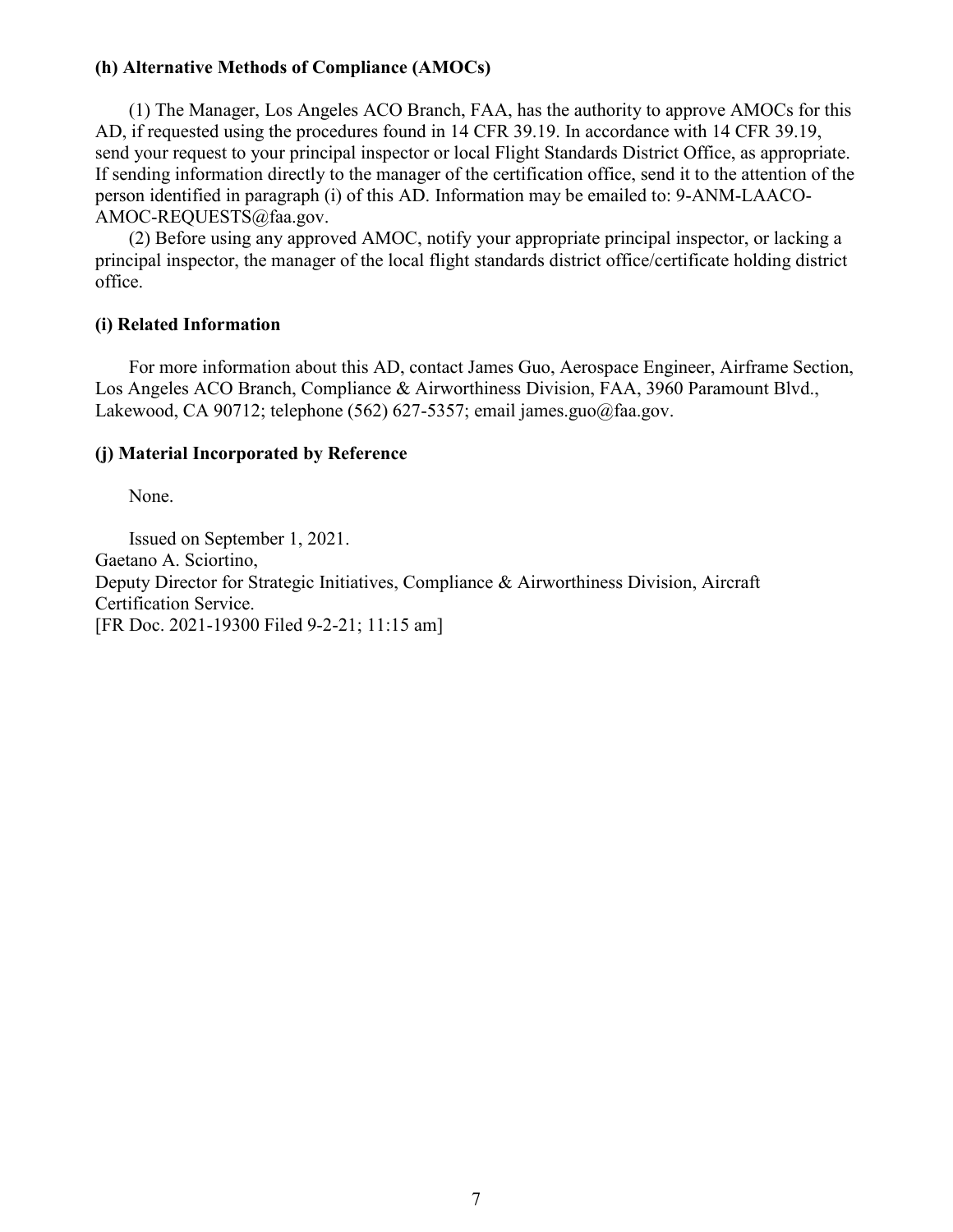**(h) Alternative Methods of Compliance (AMOCs)**

(1) The Manager, Los Angeles ACO Branch, FAA, has the authority to approve AMOCs for this AD, if requested using the procedures found in 14 CFR 39.19. In accordance with 14 CFR 39.19, send your request to your principal inspector or local Flight Standards District Office, as appropriate. If sending information directly to the manager of the certification office, send it to the attention of the person identified in paragraph (i) of this AD. Information may be emailed to: 9-ANM-LAACO-AMOC-REQUESTS@faa.gov.

(2) Before using any approved AMOC, notify your appropriate principal inspector, or lacking a principal inspector, the manager of the local flight standards district office/certificate holding district office.

**(i) Related Information**

For more information about this AD, contact James Guo, Aerospace Engineer, Airframe Section, Los Angeles ACO Branch, Compliance & Airworthiness Division, FAA, 3960 Paramount Blvd., Lakewood, CA 90712; telephone (562) 627-5357; email james.guo@faa.gov.

**(j) Material Incorporated by Reference**

None.

Issued on September 1, 2021.
Gaetano A. Sciortino,
Deputy Director for Strategic Initiatives, Compliance & Airworthiness Division, Aircraft Certification Service.
[FR Doc. 2021-19300 Filed 9-2-21; 11:15 am]